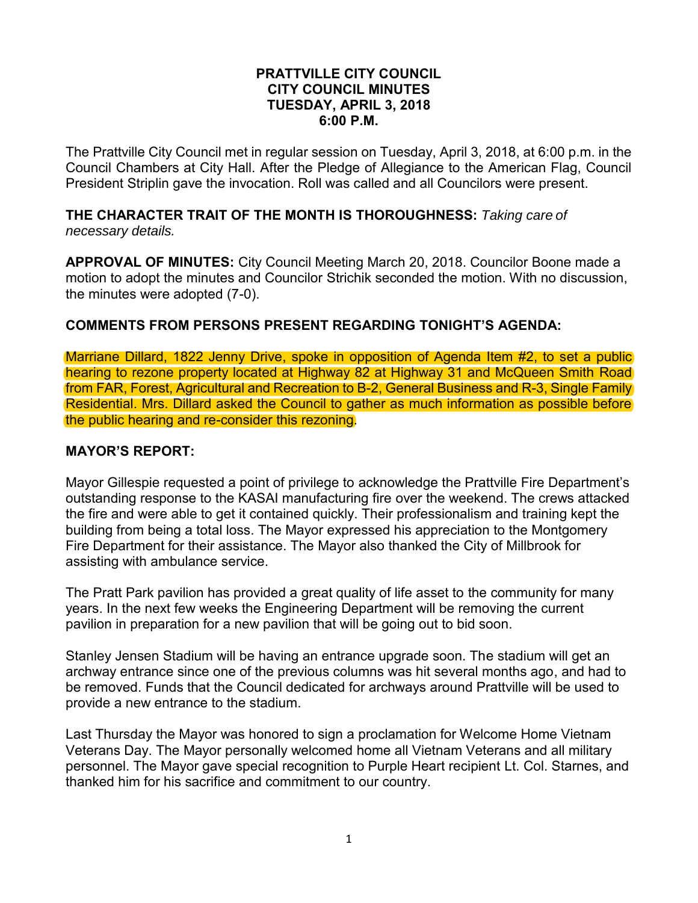**PRATTVILLE CITY COUNCIL**
**CITY COUNCIL MINUTES**
**TUESDAY, APRIL 3, 2018**
**6:00 P.M.**

The Prattville City Council met in regular session on Tuesday, April 3, 2018, at 6:00 p.m. in the Council Chambers at City Hall. After the Pledge of Allegiance to the American Flag, Council President Striplin gave the invocation. Roll was called and all Councilors were present.

**THE CHARACTER TRAIT OF THE MONTH IS THOROUGHNESS:** *Taking care of necessary details.*

**APPROVAL OF MINUTES:** City Council Meeting March 20, 2018. Councilor Boone made a motion to adopt the minutes and Councilor Strichik seconded the motion. With no discussion, the minutes were adopted (7-0).

**COMMENTS FROM PERSONS PRESENT REGARDING TONIGHT'S AGENDA:**

Marriane Dillard, 1822 Jenny Drive, spoke in opposition of Agenda Item #2, to set a public hearing to rezone property located at Highway 82 at Highway 31 and McQueen Smith Road from FAR, Forest, Agricultural and Recreation to B-2, General Business and R-3, Single Family Residential. Mrs. Dillard asked the Council to gather as much information as possible before the public hearing and re-consider this rezoning.

**MAYOR'S REPORT:**

Mayor Gillespie requested a point of privilege to acknowledge the Prattville Fire Department's outstanding response to the KASAI manufacturing fire over the weekend. The crews attacked the fire and were able to get it contained quickly. Their professionalism and training kept the building from being a total loss. The Mayor expressed his appreciation to the Montgomery Fire Department for their assistance. The Mayor also thanked the City of Millbrook for assisting with ambulance service.

The Pratt Park pavilion has provided a great quality of life asset to the community for many years. In the next few weeks the Engineering Department will be removing the current pavilion in preparation for a new pavilion that will be going out to bid soon.

Stanley Jensen Stadium will be having an entrance upgrade soon. The stadium will get an archway entrance since one of the previous columns was hit several months ago, and had to be removed. Funds that the Council dedicated for archways around Prattville will be used to provide a new entrance to the stadium.

Last Thursday the Mayor was honored to sign a proclamation for Welcome Home Vietnam Veterans Day. The Mayor personally welcomed home all Vietnam Veterans and all military personnel. The Mayor gave special recognition to Purple Heart recipient Lt. Col. Starnes, and thanked him for his sacrifice and commitment to our country.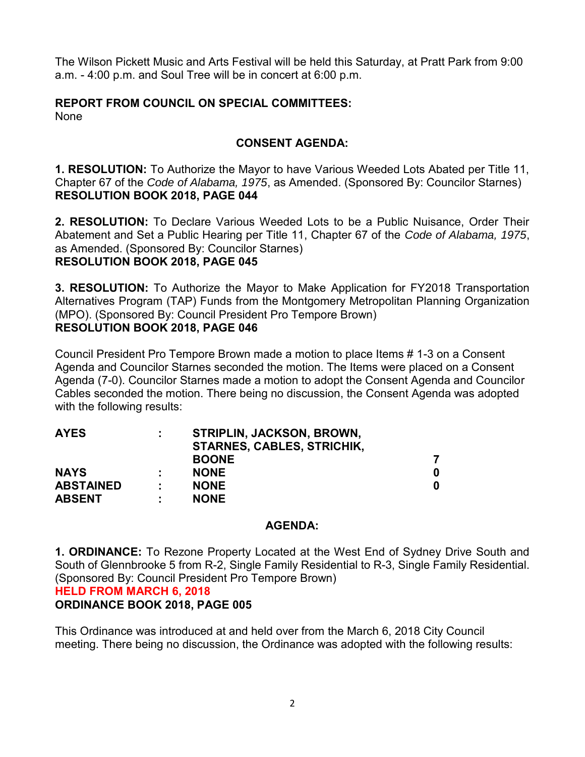The Wilson Pickett Music and Arts Festival will be held this Saturday, at Pratt Park from 9:00 a.m. - 4:00 p.m. and Soul Tree will be in concert at 6:00 p.m.

**REPORT FROM COUNCIL ON SPECIAL COMMITTEES:**
None

**CONSENT AGENDA:**

**1. RESOLUTION:** To Authorize the Mayor to have Various Weeded Lots Abated per Title 11, Chapter 67 of the *Code of Alabama, 1975*, as Amended. (Sponsored By: Councilor Starnes)
**RESOLUTION BOOK 2018, PAGE 044**

**2. RESOLUTION:** To Declare Various Weeded Lots to be a Public Nuisance, Order Their Abatement and Set a Public Hearing per Title 11, Chapter 67 of the *Code of Alabama, 1975*, as Amended. (Sponsored By: Councilor Starnes)
**RESOLUTION BOOK 2018, PAGE 045**

**3. RESOLUTION:** To Authorize the Mayor to Make Application for FY2018 Transportation Alternatives Program (TAP) Funds from the Montgomery Metropolitan Planning Organization (MPO). (Sponsored By: Council President Pro Tempore Brown)
**RESOLUTION BOOK 2018, PAGE 046**

Council President Pro Tempore Brown made a motion to place Items # 1-3 on a Consent Agenda and Councilor Starnes seconded the motion. The Items were placed on a Consent Agenda (7-0). Councilor Starnes made a motion to adopt the Consent Agenda and Councilor Cables seconded the motion. There being no discussion, the Consent Agenda was adopted with the following results:

| | | | |
|---|---|---|---|
| **AYES** | **:** | **STRIPLIN, JACKSON, BROWN, STARNES, CABLES, STRICHIK, BOONE** | **7** |
| **NAYS** | **:** | **NONE** | **0** |
| **ABSTAINED** | **:** | **NONE** | **0** |
| **ABSENT** | **:** | **NONE** | |

**AGENDA:**

**1. ORDINANCE:** To Rezone Property Located at the West End of Sydney Drive South and South of Glennbrooke 5 from R-2, Single Family Residential to R-3, Single Family Residential. (Sponsored By: Council President Pro Tempore Brown)
**HELD FROM MARCH 6, 2018**
**ORDINANCE BOOK 2018, PAGE 005**

This Ordinance was introduced at and held over from the March 6, 2018 City Council meeting. There being no discussion, the Ordinance was adopted with the following results: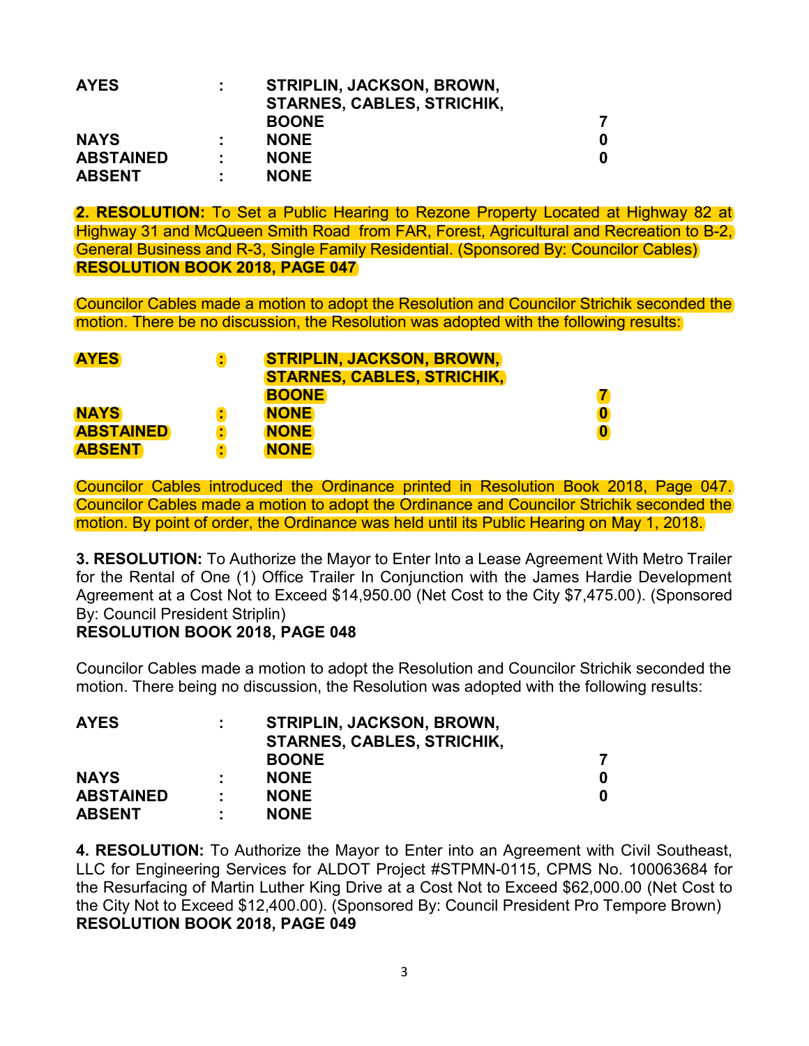| | | | |
|---|---|---|---|
| **AYES** | **:** | **STRIPLIN, JACKSON, BROWN, STARNES, CABLES, STRICHIK, BOONE** | **7** |
| **NAYS** | **:** | **NONE** | **0** |
| **ABSTAINED** | **:** | **NONE** | **0** |
| **ABSENT** | **:** | **NONE** | |

**2. RESOLUTION:** To Set a Public Hearing to Rezone Property Located at Highway 82 at Highway 31 and McQueen Smith Road from FAR, Forest, Agricultural and Recreation to B-2, General Business and R-3, Single Family Residential. (Sponsored By: Councilor Cables)
**RESOLUTION BOOK 2018, PAGE 047**

Councilor Cables made a motion to adopt the Resolution and Councilor Strichik seconded the motion. There be no discussion, the Resolution was adopted with the following results:

| | | | |
|---|---|---|---|
| **AYES** | **:** | **STRIPLIN, JACKSON, BROWN, STARNES, CABLES, STRICHIK, BOONE** | **7** |
| **NAYS** | **:** | **NONE** | **0** |
| **ABSTAINED** | **:** | **NONE** | **0** |
| **ABSENT** | **:** | **NONE** | |

Councilor Cables introduced the Ordinance printed in Resolution Book 2018, Page 047. Councilor Cables made a motion to adopt the Ordinance and Councilor Strichik seconded the motion. By point of order, the Ordinance was held until its Public Hearing on May 1, 2018.

**3. RESOLUTION:** To Authorize the Mayor to Enter Into a Lease Agreement With Metro Trailer for the Rental of One (1) Office Trailer In Conjunction with the James Hardie Development Agreement at a Cost Not to Exceed $14,950.00 (Net Cost to the City $7,475.00). (Sponsored By: Council President Striplin)
**RESOLUTION BOOK 2018, PAGE 048**

Councilor Cables made a motion to adopt the Resolution and Councilor Strichik seconded the motion. There being no discussion, the Resolution was adopted with the following results:

| | | | |
|---|---|---|---|
| **AYES** | **:** | **STRIPLIN, JACKSON, BROWN, STARNES, CABLES, STRICHIK, BOONE** | **7** |
| **NAYS** | **:** | **NONE** | **0** |
| **ABSTAINED** | **:** | **NONE** | **0** |
| **ABSENT** | **:** | **NONE** | |

**4. RESOLUTION:** To Authorize the Mayor to Enter into an Agreement with Civil Southeast, LLC for Engineering Services for ALDOT Project #STPMN-0115, CPMS No. 100063684 for the Resurfacing of Martin Luther King Drive at a Cost Not to Exceed $62,000.00 (Net Cost to the City Not to Exceed $12,400.00). (Sponsored By: Council President Pro Tempore Brown)
**RESOLUTION BOOK 2018, PAGE 049**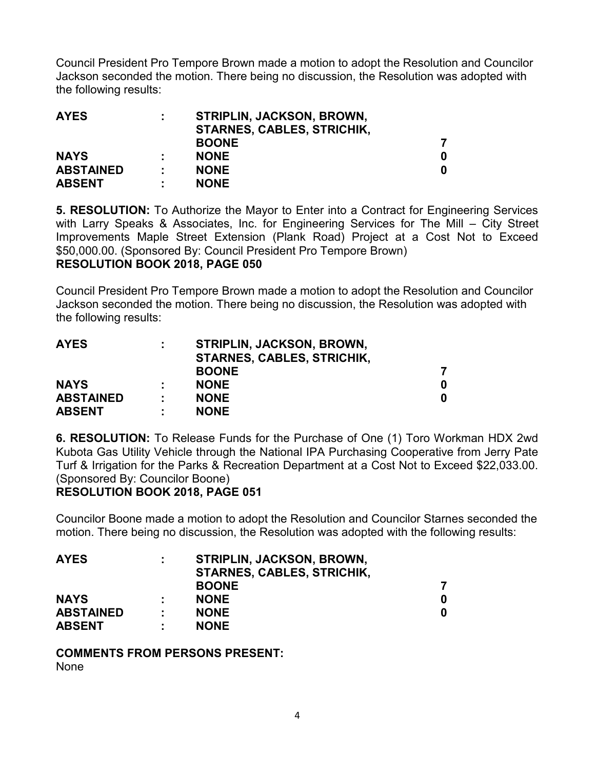Council President Pro Tempore Brown made a motion to adopt the Resolution and Councilor Jackson seconded the motion. There being no discussion, the Resolution was adopted with the following results:

| | | | |
|---|---|---|---|
| **AYES** | **:** | **STRIPLIN, JACKSON, BROWN, STARNES, CABLES, STRICHIK, BOONE** | **7** |
| **NAYS** | **:** | **NONE** | **0** |
| **ABSTAINED** | **:** | **NONE** | **0** |
| **ABSENT** | **:** | **NONE** | |

**5. RESOLUTION:** To Authorize the Mayor to Enter into a Contract for Engineering Services with Larry Speaks & Associates, Inc. for Engineering Services for The Mill – City Street Improvements Maple Street Extension (Plank Road) Project at a Cost Not to Exceed $50,000.00. (Sponsored By: Council President Pro Tempore Brown)
**RESOLUTION BOOK 2018, PAGE 050**

Council President Pro Tempore Brown made a motion to adopt the Resolution and Councilor Jackson seconded the motion. There being no discussion, the Resolution was adopted with the following results:

| | | | |
|---|---|---|---|
| **AYES** | **:** | **STRIPLIN, JACKSON, BROWN, STARNES, CABLES, STRICHIK, BOONE** | **7** |
| **NAYS** | **:** | **NONE** | **0** |
| **ABSTAINED** | **:** | **NONE** | **0** |
| **ABSENT** | **:** | **NONE** | |

**6. RESOLUTION:** To Release Funds for the Purchase of One (1) Toro Workman HDX 2wd Kubota Gas Utility Vehicle through the National IPA Purchasing Cooperative from Jerry Pate Turf & Irrigation for the Parks & Recreation Department at a Cost Not to Exceed $22,033.00. (Sponsored By: Councilor Boone)
**RESOLUTION BOOK 2018, PAGE 051**

Councilor Boone made a motion to adopt the Resolution and Councilor Starnes seconded the motion. There being no discussion, the Resolution was adopted with the following results:

| | | | |
|---|---|---|---|
| **AYES** | **:** | **STRIPLIN, JACKSON, BROWN, STARNES, CABLES, STRICHIK, BOONE** | **7** |
| **NAYS** | **:** | **NONE** | **0** |
| **ABSTAINED** | **:** | **NONE** | **0** |
| **ABSENT** | **:** | **NONE** | |

**COMMENTS FROM PERSONS PRESENT:**
None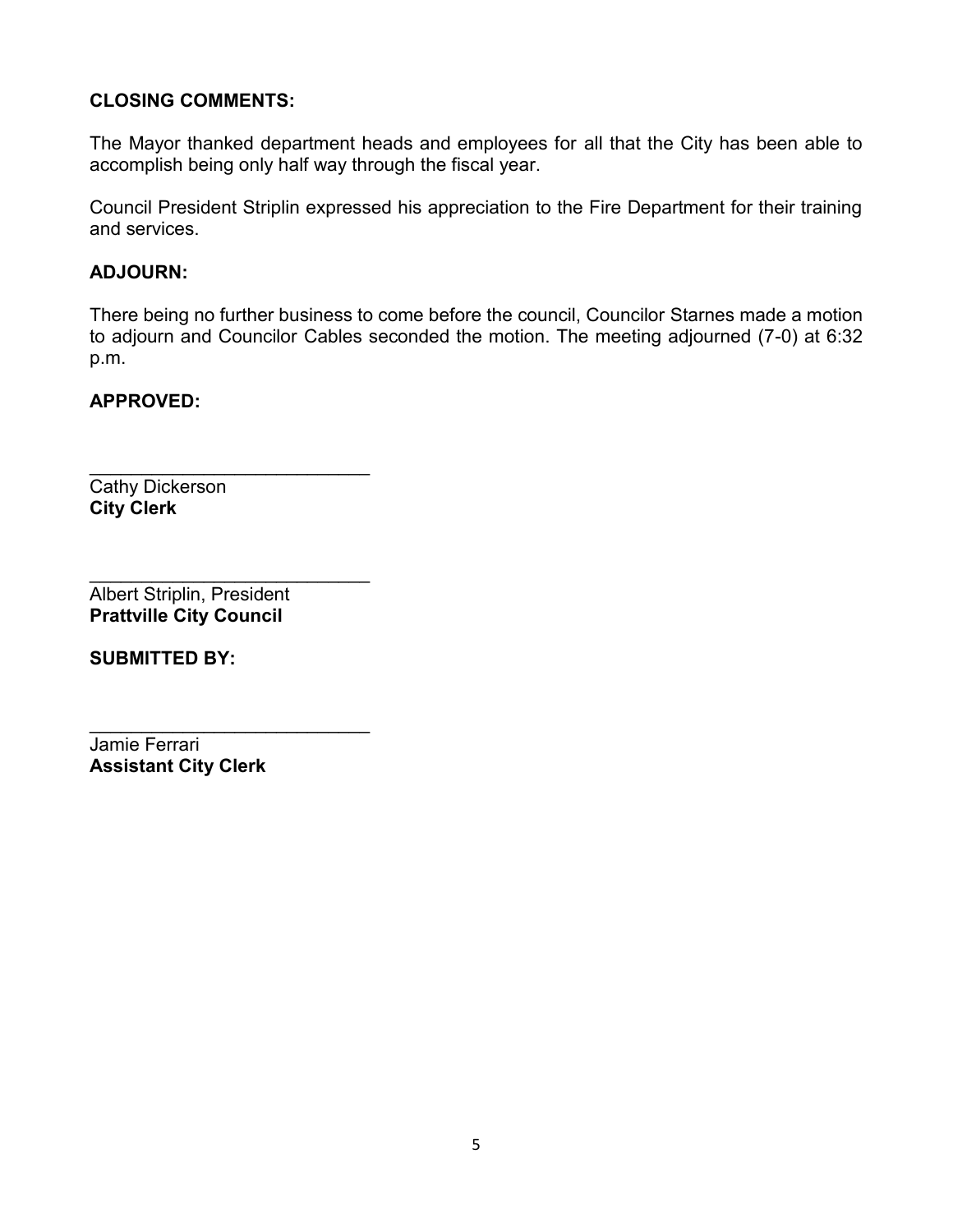**CLOSING COMMENTS:**

The Mayor thanked department heads and employees for all that the City has been able to accomplish being only half way through the fiscal year.

Council President Striplin expressed his appreciation to the Fire Department for their training and services.

**ADJOURN:**

There being no further business to come before the council, Councilor Starnes made a motion to adjourn and Councilor Cables seconded the motion. The meeting adjourned (7-0) at 6:32 p.m.

**APPROVED:**

___________________________
Cathy Dickerson
**City Clerk**

___________________________
Albert Striplin, President
**Prattville City Council**

**SUBMITTED BY:**

___________________________
Jamie Ferrari
**Assistant City Clerk**